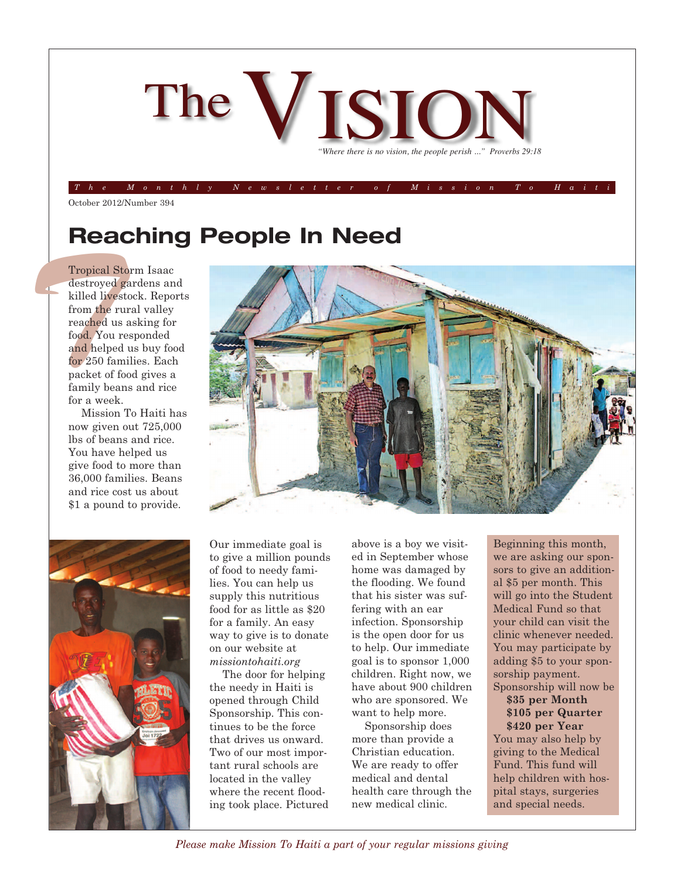# The VISION

*"Where there is no vision, the people perish ..." Proverbs 29:18*

*The Monthly Newsletter of Mission To Haiti*

October 2012/Number 394

## Reaching People In Need

Tropical Storm Isaac destroyed gardens and killed livestock. Reports from the rural valley reached us asking for food. You responded and helped us buy food for 250 families. Each packet of food gives a family beans and rice for a week.

Mission To Haiti has now given out 725,000 lbs of beans and rice. You have helped us give food to more than 36,000 families. Beans and rice cost us about $1 a pound to provide.

Our immediate goal is to give a million pounds of food to needy families. You can help us supply this nutritious food for as little as $20 for a family. An easy way to give is to donate on our website at *missiontohaiti.org*

The door for helping the needy in Haiti is opened through Child Sponsorship. This continues to be the force that drives us onward. Two of our most important rural schools are located in the valley where the recent flooding took place. Pictured above is a boy we visited in September whose home was damaged by the flooding. We found that his sister was suffering with an ear infection. Sponsorship is the open door for us to help. Our immediate goal is to sponsor 1,000 children. Right now, we have about 900 children who are sponsored. We want to help more.

Sponsorship does more than provide a Christian education. We are ready to offer medical and dental health care through the new medical clinic.

Beginning this month, we are asking our sponsors to give an additional $5 per month. This will go into the Student Medical Fund so that your child can visit the clinic whenever needed. You may participate by adding $5 to your sponsorship payment. Sponsorship will now be

**$35 per Month**
**$105 per Quarter**
**$420 per Year**

You may also help by giving to the Medical Fund. This fund will help children with hospital stays, surgeries and special needs.

*Please make Mission To Haiti a part of your regular missions giving*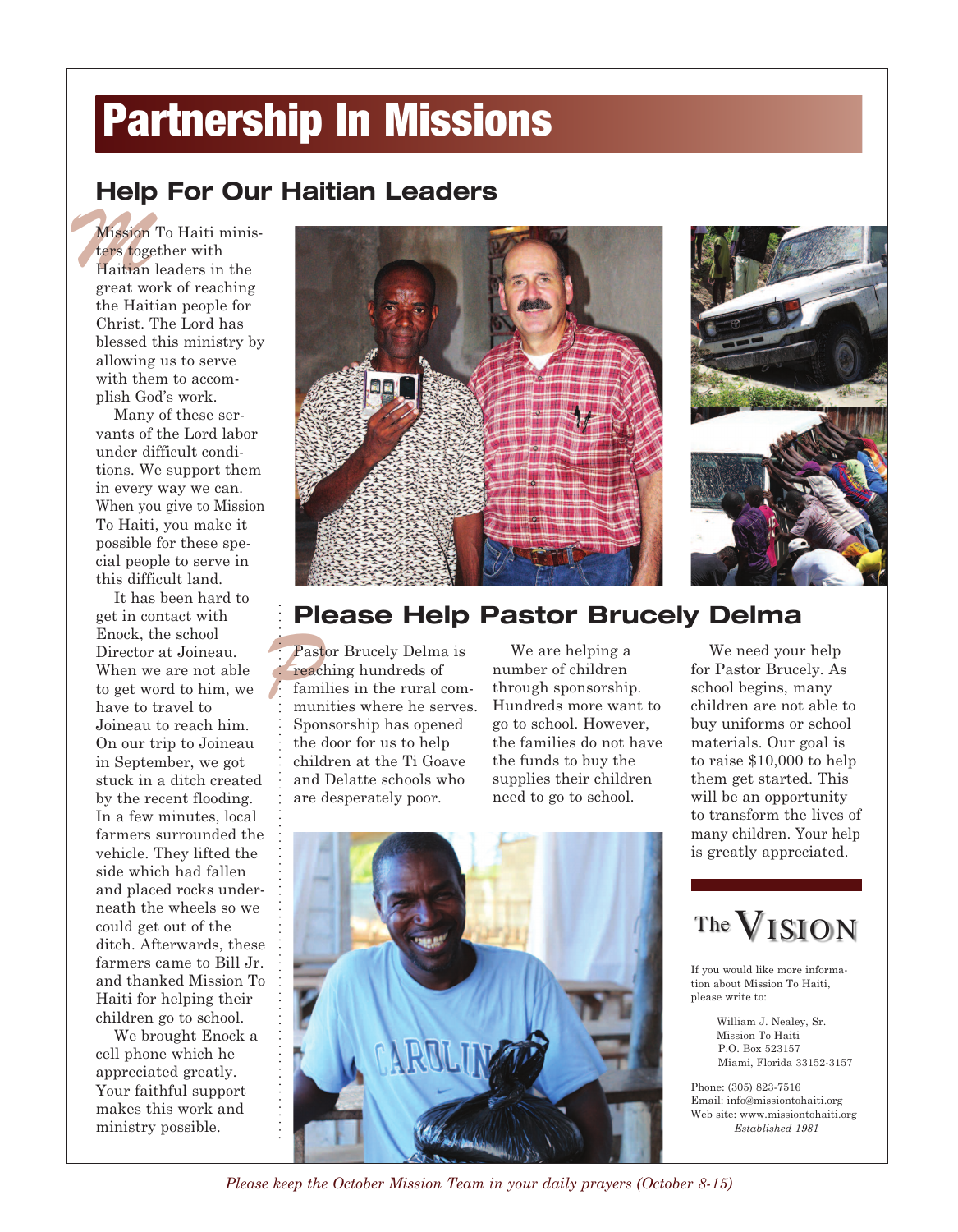# Partnership In Missions

## Help For Our Haitian Leaders

Mission To Haiti ministers together with Haitian leaders in the great work of reaching the Haitian people for Christ. The Lord has blessed this ministry by allowing us to serve with them to accomplish God's work.

Many of these servants of the Lord labor under difficult conditions. We support them in every way we can. When you give to Mission To Haiti, you make it possible for these special people to serve in this difficult land.

It has been hard to get in contact with Enock, the school Director at Joineau. When we are not able to get word to him, we have to travel to Joineau to reach him. On our trip to Joineau in September, we got stuck in a ditch created by the recent flooding. In a few minutes, local farmers surrounded the vehicle. They lifted the side which had fallen and placed rocks underneath the wheels so we could get out of the ditch. Afterwards, these farmers came to Bill Jr. and thanked Mission To Haiti for helping their children go to school.

We brought Enock a cell phone which he appreciated greatly. Your faithful support makes this work and ministry possible.

## Please Help Pastor Brucely Delma

Pastor Brucely Delma is reaching hundreds of families in the rural communities where he serves. Sponsorship has opened the door for us to help children at the Ti Goave and Delatte schools who are desperately poor.

We are helping a number of children through sponsorship. Hundreds more want to go to school. However, the families do not have the funds to buy the supplies their children need to go to school.

We need your help for Pastor Brucely. As school begins, many children are not able to buy uniforms or school materials. Our goal is to raise $10,000 to help them get started. This will be an opportunity to transform the lives of many children. Your help is greatly appreciated.

**The VISION**

If you would like more information about Mission To Haiti, please write to:

William J. Nealey, Sr.
Mission To Haiti
P.O. Box 523157
Miami, Florida 33152-3157

Phone: (305) 823-7516
Email: info@missiontohaiti.org
Web site: www.missiontohaiti.org
*Established 1981*

*Please keep the October Mission Team in your daily prayers (October 8-15)*